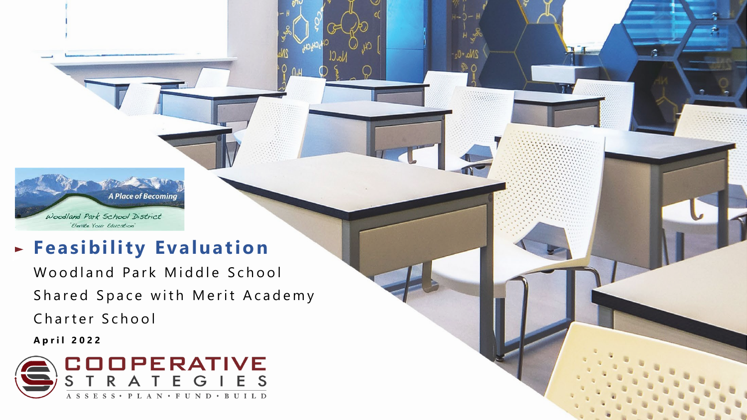A Place of Becoming

Woodland Park School District

"Elevate Your Education"

# Feasibility Evaluation

Woodland Park Middle School

Shared Space with Merit Academy Charter School

**April 2022**

COOPERATIVE STRATEGIES

ASSESS • PLAN • FUND • BUILD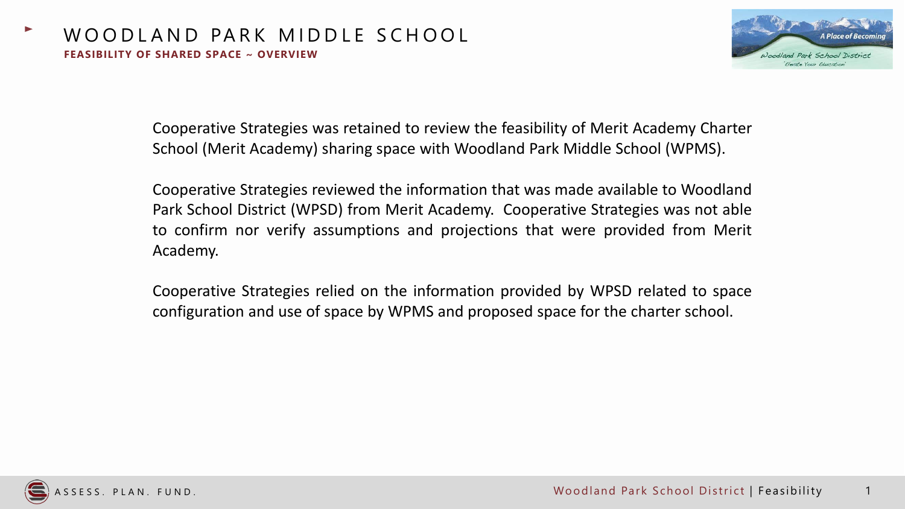# WOODLAND PARK MIDDLE SCHOOL

**FEASIBILITY OF SHARED SPACE ~ OVERVIEW**

Cooperative Strategies was retained to review the feasibility of Merit Academy Charter School (Merit Academy) sharing space with Woodland Park Middle School (WPMS).

Cooperative Strategies reviewed the information that was made available to Woodland Park School District (WPSD) from Merit Academy. Cooperative Strategies was not able to confirm nor verify assumptions and projections that were provided from Merit Academy.

Cooperative Strategies relied on the information provided by WPSD related to space configuration and use of space by WPMS and proposed space for the charter school.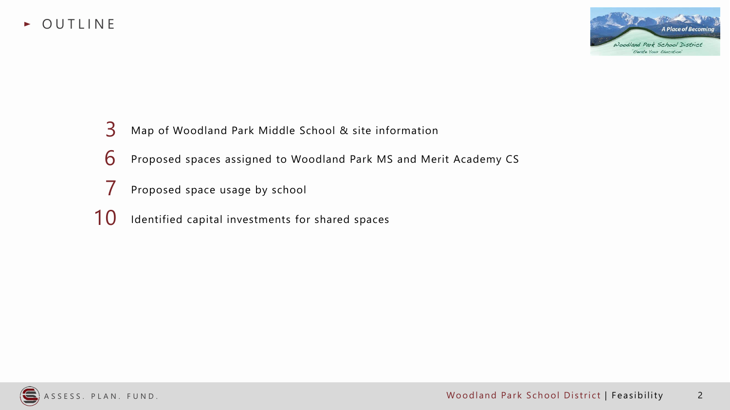# OUTLINE

| | |
|---|---|
| 3 | Map of Woodland Park Middle School & site information |
| 6 | Proposed spaces assigned to Woodland Park MS and Merit Academy CS |
| 7 | Proposed space usage by school |
| 10 | Identified capital investments for shared spaces |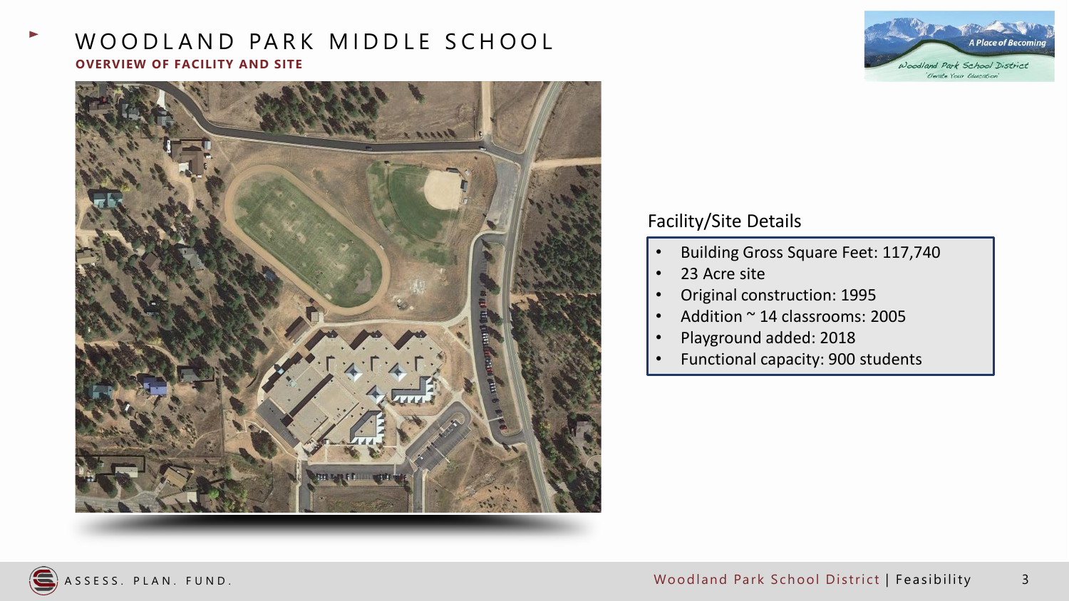# WOODLAND PARK MIDDLE SCHOOL

**OVERVIEW OF FACILITY AND SITE**

## Facility/Site Details

- Building Gross Square Feet: 117,740
- 23 Acre site
- Original construction: 1995
- Addition ~ 14 classrooms: 2005
- Playground added: 2018
- Functional capacity: 900 students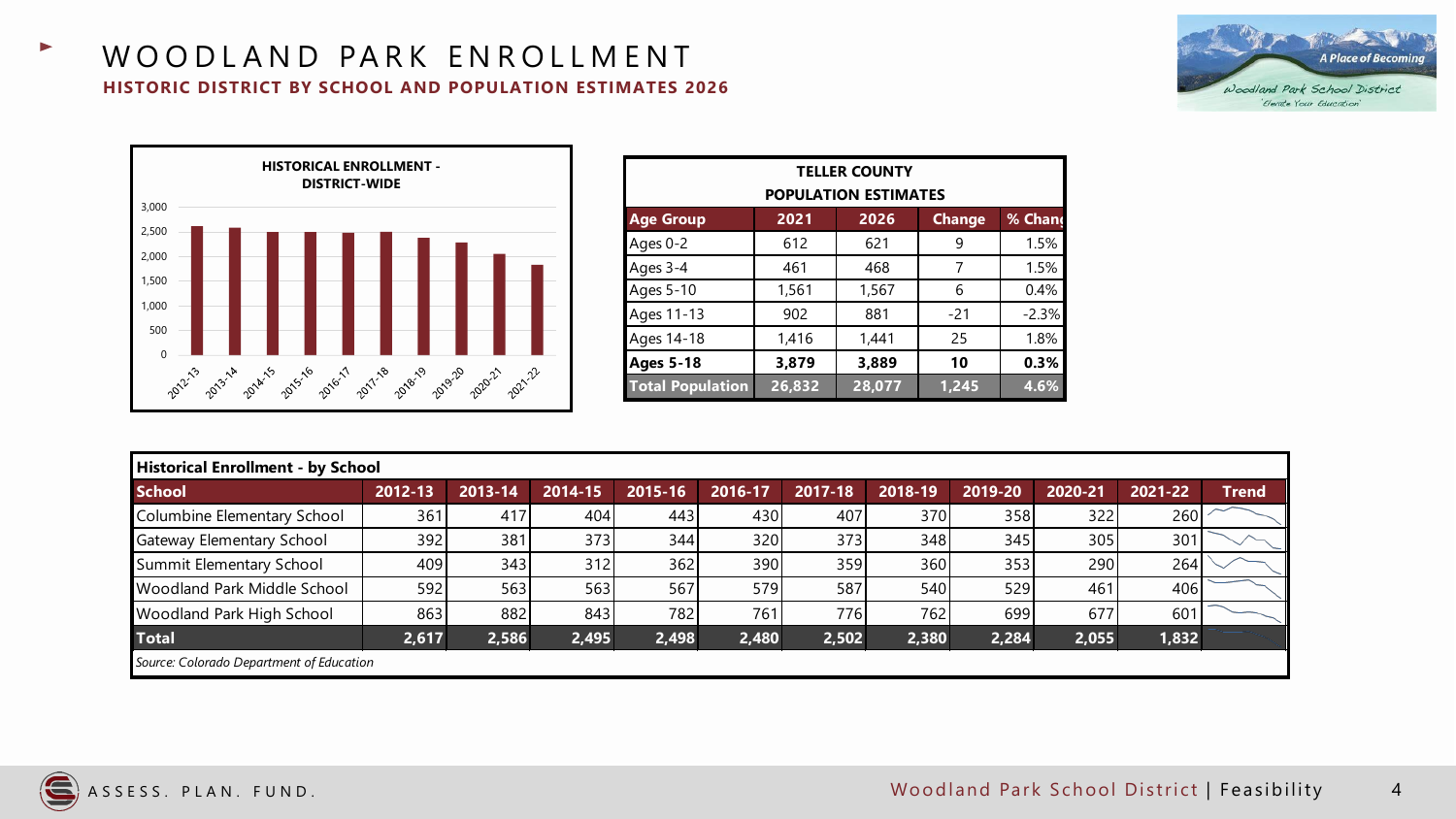# WOODLAND PARK ENROLLMENT

## HISTORIC DISTRICT BY SCHOOL AND POPULATION ESTIMATES 2026

**HISTORICAL ENROLLMENT - DISTRICT-WIDE**

| Year | Enrollment |
|---|---|
| 2012-13 | 2,617 |
| 2013-14 | 2,586 |
| 2014-15 | 2,495 |
| 2015-16 | 2,498 |
| 2016-17 | 2,480 |
| 2017-18 | 2,502 |
| 2018-19 | 2,380 |
| 2019-20 | 2,284 |
| 2020-21 | 2,055 |
| 2021-22 | 1,832 |

**TELLER COUNTY POPULATION ESTIMATES**

| Age Group | 2021 | 2026 | Change | % Change |
|---|---|---|---|---|
| Ages 0-2 | 612 | 621 | 9 | 1.5% |
| Ages 3-4 | 461 | 468 | 7 | 1.5% |
| Ages 5-10 | 1,561 | 1,567 | 6 | 0.4% |
| Ages 11-13 | 902 | 881 | -21 | -2.3% |
| Ages 14-18 | 1,416 | 1,441 | 25 | 1.8% |
| **Ages 5-18** | **3,879** | **3,889** | **10** | **0.3%** |
| **Total Population** | **26,832** | **28,077** | **1,245** | **4.6%** |

**Historical Enrollment - by School**

| School | 2012-13 | 2013-14 | 2014-15 | 2015-16 | 2016-17 | 2017-18 | 2018-19 | 2019-20 | 2020-21 | 2021-22 | Trend |
|---|---|---|---|---|---|---|---|---|---|---|---|
| Columbine Elementary School | 361 | 417 | 404 | 443 | 430 | 407 | 370 | 358 | 322 | 260 | |
| Gateway Elementary School | 392 | 381 | 373 | 344 | 320 | 373 | 348 | 345 | 305 | 301 | |
| Summit Elementary School | 409 | 343 | 312 | 362 | 390 | 359 | 360 | 353 | 290 | 264 | |
| Woodland Park Middle School | 592 | 563 | 563 | 567 | 579 | 587 | 540 | 529 | 461 | 406 | |
| Woodland Park High School | 863 | 882 | 843 | 782 | 761 | 776 | 762 | 699 | 677 | 601 | |
| **Total** | **2,617** | **2,586** | **2,495** | **2,498** | **2,480** | **2,502** | **2,380** | **2,284** | **2,055** | **1,832** | |

*Source: Colorado Department of Education*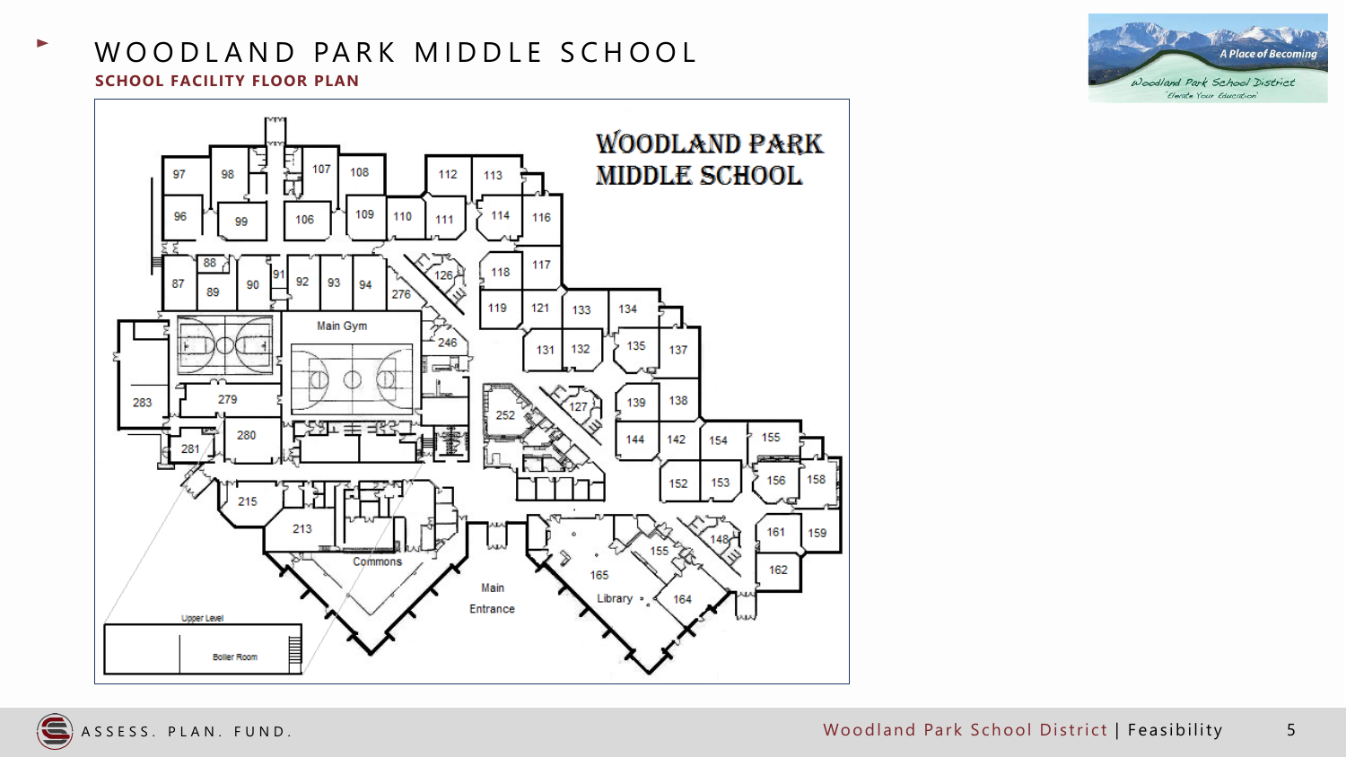# WOODLAND PARK MIDDLE SCHOOL

## SCHOOL FACILITY FLOOR PLAN

WOODLAND PARK MIDDLE SCHOOL

97 98 107 108 112 113
96 99 106 109 110 111 114 116
88 87 89 90 91 92 93 94 276 126 118 117
119 121 133 134
Main Gym 246 131 132 135 137
283 279 252 127 139 138
280 281 144 142 154 155
152 153 156 158
215 161 159
213 148 155 162
Commons 165
Main Entrance Library 164

Upper Level
Boiler Room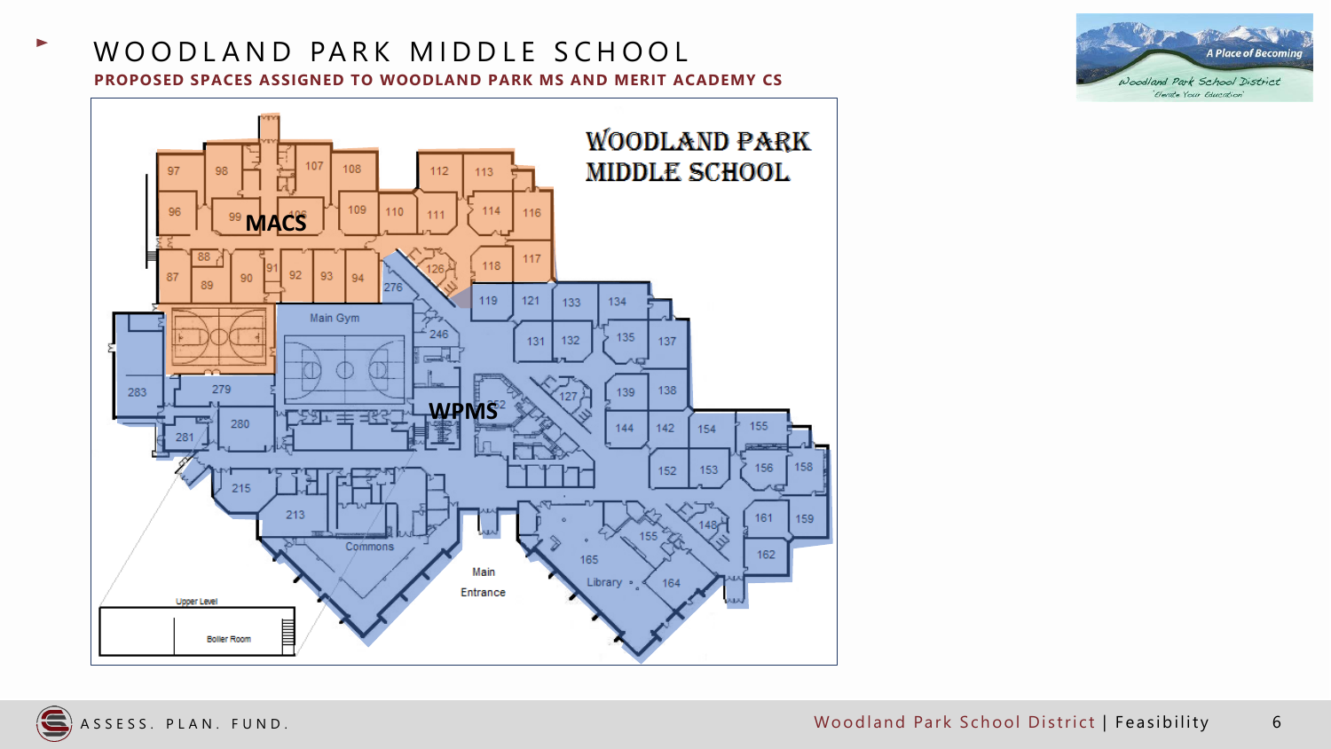# WOODLAND PARK MIDDLE SCHOOL

**PROPOSED SPACES ASSIGNED TO WOODLAND PARK MS AND MERIT ACADEMY CS**

WOODLAND PARK MIDDLE SCHOOL

MACS

WPMS

97, 98, 107, 108, 112, 113, 96, 99, 109, 110, 111, 114, 116, 88, 87, 89, 90, 91, 92, 93, 94, 276, 126, 118, 117, 119, 121, 133, 134, 131, 132, 135, 137, Main Gym, 246, 283, 279, 127, 139, 138, 280, 144, 142, 154, 155, 281, 152, 153, 156, 158, 215, 213, 148, 161, 159, 155, 162, Commons, 165, Main Entrance, Library, 164, Upper Level, Boiler Room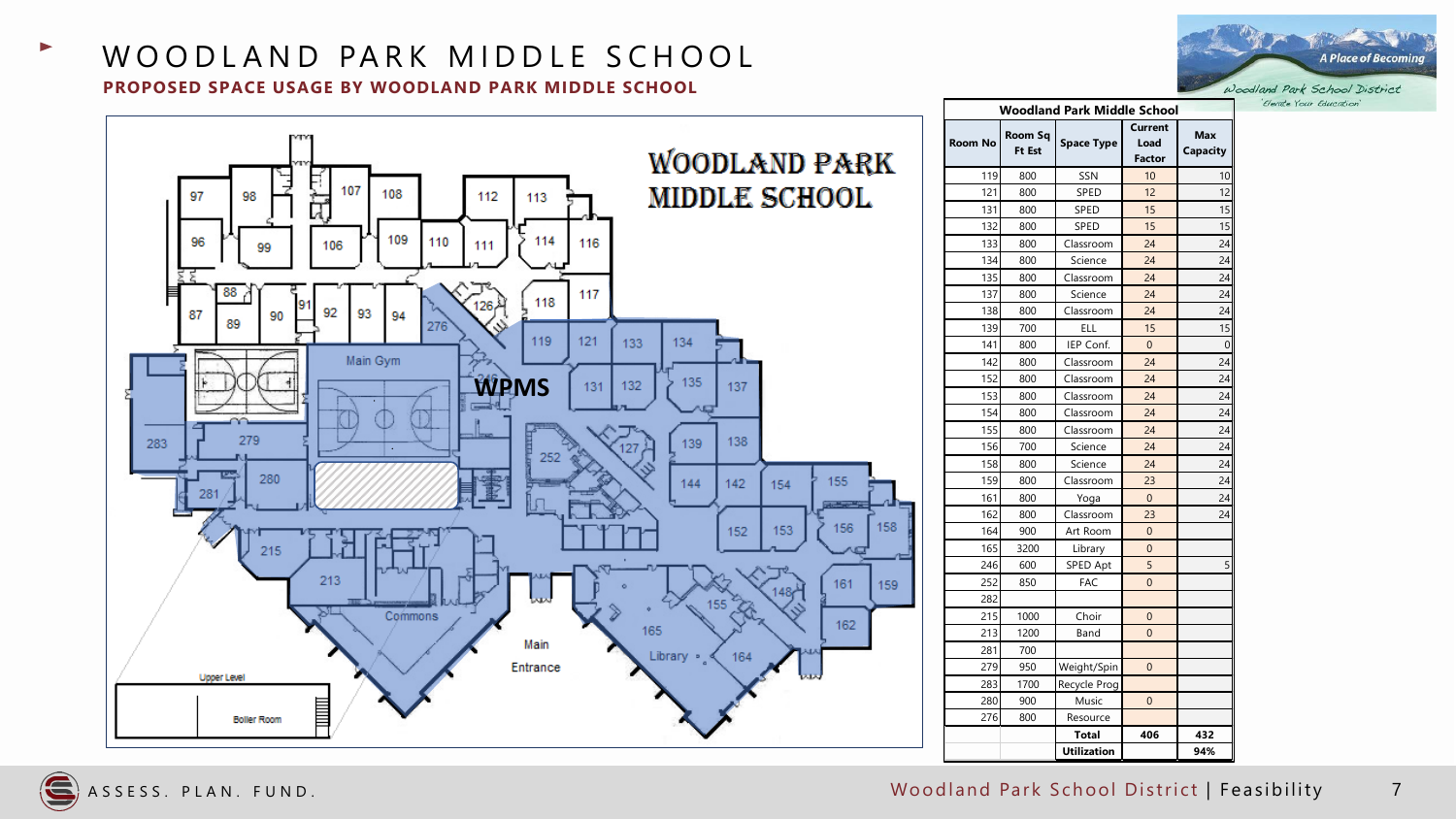# WOODLAND PARK MIDDLE SCHOOL

**PROPOSED SPACE USAGE BY WOODLAND PARK MIDDLE SCHOOL**

| Woodland Park Middle School | | | | |
|---|---|---|---|---|
| Room No | Room Sq Ft Est | Space Type | Current Load Factor | Max Capacity |
| 119 | 800 | SSN | 10 | 10 |
| 121 | 800 | SPED | 12 | 12 |
| 131 | 800 | SPED | 15 | 15 |
| 132 | 800 | SPED | 15 | 15 |
| 133 | 800 | Classroom | 24 | 24 |
| 134 | 800 | Science | 24 | 24 |
| 135 | 800 | Classroom | 24 | 24 |
| 137 | 800 | Science | 24 | 24 |
| 138 | 800 | Classroom | 24 | 24 |
| 139 | 700 | ELL | 15 | 15 |
| 141 | 800 | IEP Conf. | 0 | 0 |
| 142 | 800 | Classroom | 24 | 24 |
| 152 | 800 | Classroom | 24 | 24 |
| 153 | 800 | Classroom | 24 | 24 |
| 154 | 800 | Classroom | 24 | 24 |
| 155 | 800 | Classroom | 24 | 24 |
| 156 | 700 | Science | 24 | 24 |
| 158 | 800 | Science | 24 | 24 |
| 159 | 800 | Classroom | 23 | 24 |
| 161 | 800 | Yoga | 0 | 24 |
| 162 | 800 | Classroom | 23 | 24 |
| 164 | 900 | Art Room | 0 | |
| 165 | 3200 | Library | 0 | |
| 246 | 600 | SPED Apt | 5 | 5 |
| 252 | 850 | FAC | 0 | |
| 282 | | | | |
| 215 | 1000 | Choir | 0 | |
| 213 | 1200 | Band | 0 | |
| 281 | 700 | | | |
| 279 | 950 | Weight/Spin | 0 | |
| 283 | 1700 | Recycle Prog | | |
| 280 | 900 | Music | 0 | |
| 276 | 800 | Resource | | |
| | | **Total** | **406** | **432** |
| | | **Utilization** | | **94%** |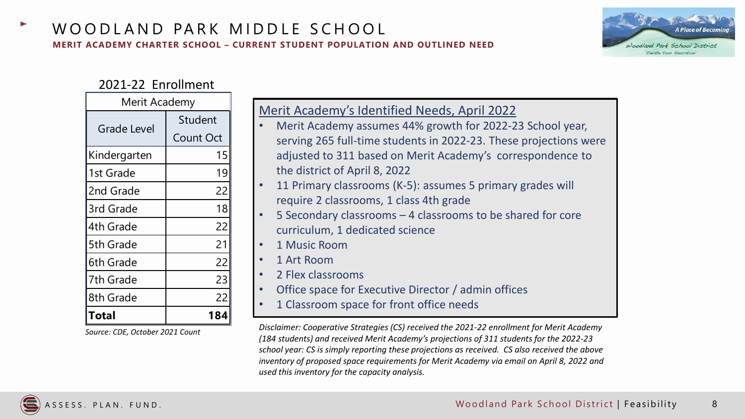# WOODLAND PARK MIDDLE SCHOOL

## MERIT ACADEMY CHARTER SCHOOL – CURRENT STUDENT POPULATION AND OUTLINED NEED

### 2021-22 Enrollment

| Merit Academy | |
|---|---|
| Grade Level | Student Count Oct |
| Kindergarten | 15 |
| 1st Grade | 19 |
| 2nd Grade | 22 |
| 3rd Grade | 18 |
| 4th Grade | 22 |
| 5th Grade | 21 |
| 6th Grade | 22 |
| 7th Grade | 23 |
| 8th Grade | 22 |
| **Total** | **184** |

*Source: CDE, October 2021 Count*

### Merit Academy's Identified Needs, April 2022

- Merit Academy assumes 44% growth for 2022-23 School year, serving 265 full-time students in 2022-23. These projections were adjusted to 311 based on Merit Academy's correspondence to the district of April 8, 2022
- 11 Primary classrooms (K-5): assumes 5 primary grades will require 2 classrooms, 1 class 4th grade
- 5 Secondary classrooms – 4 classrooms to be shared for core curriculum, 1 dedicated science
- 1 Music Room
- 1 Art Room
- 2 Flex classrooms
- Office space for Executive Director / admin offices
- 1 Classroom space for front office needs

*Disclaimer: Cooperative Strategies (CS) received the 2021-22 enrollment for Merit Academy (184 students) and received Merit Academy's projections of 311 students for the 2022-23 school year: CS is simply reporting these projections as received. CS also received the above inventory of proposed space requirements for Merit Academy via email on April 8, 2022 and used this inventory for the capacity analysis.*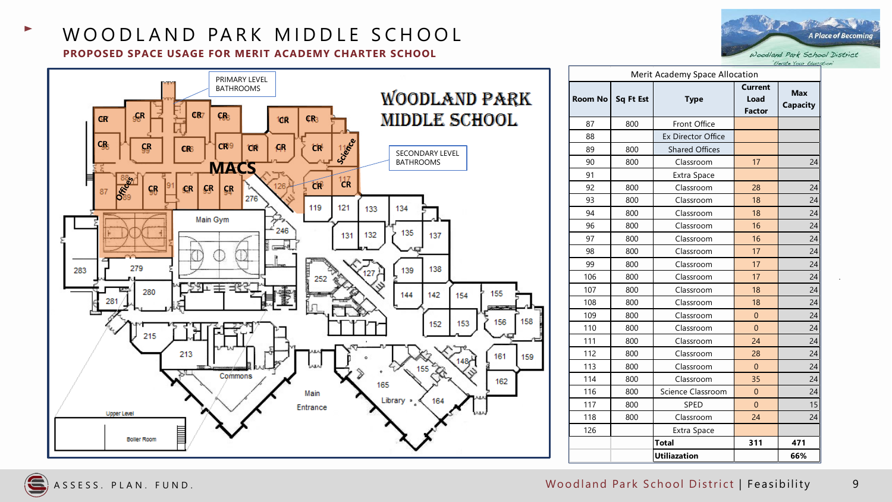# WOODLAND PARK MIDDLE SCHOOL

**PROPOSED SPACE USAGE FOR MERIT ACADEMY CHARTER SCHOOL**

PRIMARY LEVEL BATHROOMS

SECONDARY LEVEL BATHROOMS

| Merit Academy Space Allocation | | | | |
|---|---|---|---|---|
| Room No | Sq Ft Est | Type | Current Load Factor | Max Capacity |
| 87 | 800 | Front Office | | |
| 88 | | Ex Director Office | | |
| 89 | 800 | Shared Offices | | |
| 90 | 800 | Classroom | 17 | 24 |
| 91 | | Extra Space | | |
| 92 | 800 | Classroom | 28 | 24 |
| 93 | 800 | Classroom | 18 | 24 |
| 94 | 800 | Classroom | 18 | 24 |
| 96 | 800 | Classroom | 16 | 24 |
| 97 | 800 | Classroom | 16 | 24 |
| 98 | 800 | Classroom | 17 | 24 |
| 99 | 800 | Classroom | 17 | 24 |
| 106 | 800 | Classroom | 17 | 24 |
| 107 | 800 | Classroom | 18 | 24 |
| 108 | 800 | Classroom | 18 | 24 |
| 109 | 800 | Classroom | 0 | 24 |
| 110 | 800 | Classroom | 0 | 24 |
| 111 | 800 | Classroom | 24 | 24 |
| 112 | 800 | Classroom | 28 | 24 |
| 113 | 800 | Classroom | 0 | 24 |
| 114 | 800 | Classroom | 35 | 24 |
| 116 | 800 | Science Classroom | 0 | 24 |
| 117 | 800 | SPED | 0 | 15 |
| 118 | 800 | Classroom | 24 | 24 |
| 126 | | Extra Space | | |
| | | **Total** | **311** | **471** |
| | | **Utiliazation** | | **66%** |

ASSESS. PLAN. FUND.

Woodland Park School District | Feasibility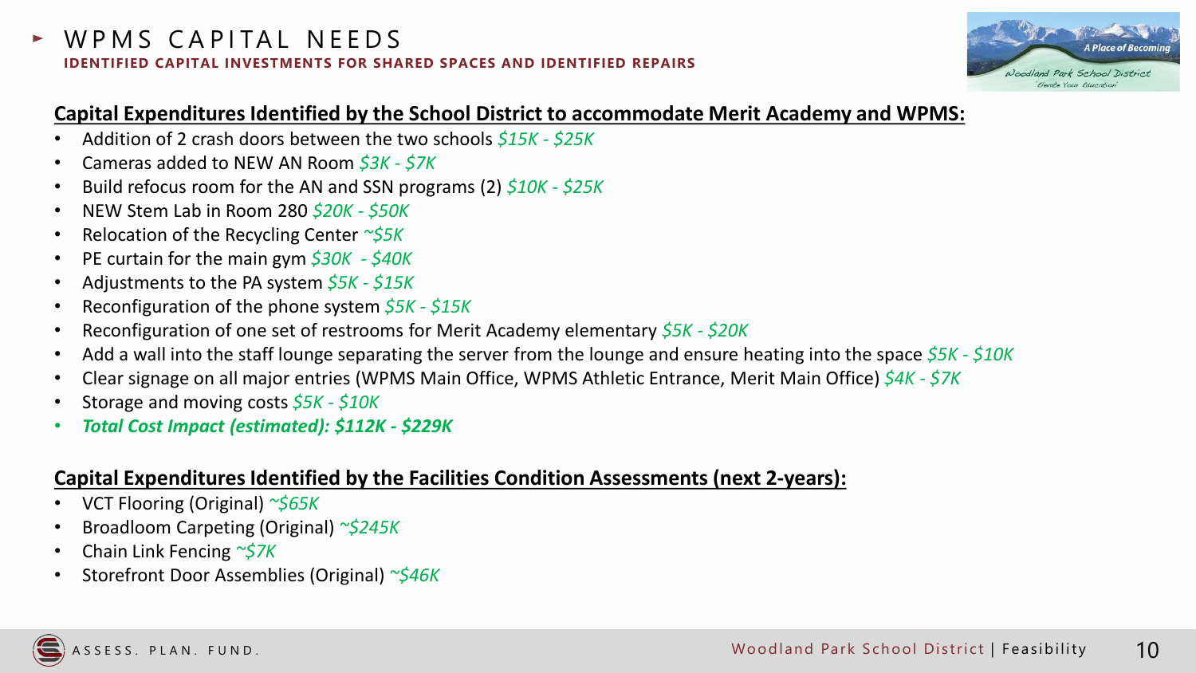# WPMS CAPITAL NEEDS

**IDENTIFIED CAPITAL INVESTMENTS FOR SHARED SPACES AND IDENTIFIED REPAIRS**

**Capital Expenditures Identified by the School District to accommodate Merit Academy and WPMS:**

- Addition of 2 crash doors between the two schools *$15K - $25K*
- Cameras added to NEW AN Room *$3K - $7K*
- Build refocus room for the AN and SSN programs (2) *$10K - $25K*
- NEW Stem Lab in Room 280 *$20K - $50K*
- Relocation of the Recycling Center *~$5K*
- PE curtain for the main gym *$30K - $40K*
- Adjustments to the PA system *$5K - $15K*
- Reconfiguration of the phone system *$5K - $15K*
- Reconfiguration of one set of restrooms for Merit Academy elementary *$5K - $20K*
- Add a wall into the staff lounge separating the server from the lounge and ensure heating into the space *$5K - $10K*
- Clear signage on all major entries (WPMS Main Office, WPMS Athletic Entrance, Merit Main Office) *$4K - $7K*
- Storage and moving costs *$5K - $10K*
- ***Total Cost Impact (estimated): $112K - $229K***

**Capital Expenditures Identified by the Facilities Condition Assessments (next 2-years):**

- VCT Flooring (Original) *~$65K*
- Broadloom Carpeting (Original) *~$245K*
- Chain Link Fencing *~$7K*
- Storefront Door Assemblies (Original) *~$46K*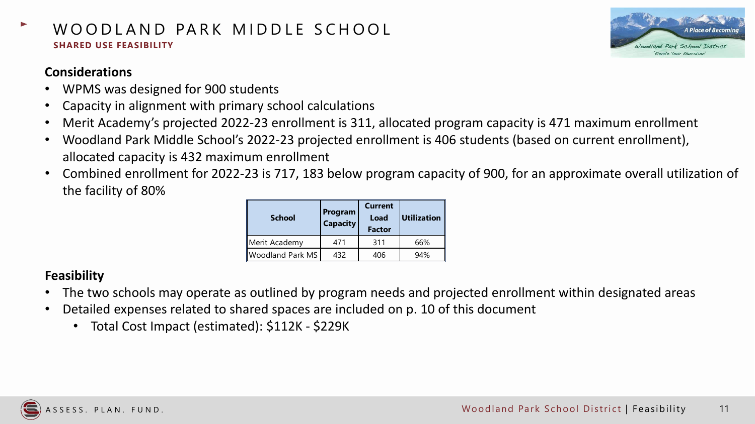# WOODLAND PARK MIDDLE SCHOOL

**SHARED USE FEASIBILITY**

## Considerations

- WPMS was designed for 900 students
- Capacity in alignment with primary school calculations
- Merit Academy's projected 2022-23 enrollment is 311, allocated program capacity is 471 maximum enrollment
- Woodland Park Middle School's 2022-23 projected enrollment is 406 students (based on current enrollment), allocated capacity is 432 maximum enrollment
- Combined enrollment for 2022-23 is 717, 183 below program capacity of 900, for an approximate overall utilization of the facility of 80%

| School | Program Capacity | Current Load Factor | Utilization |
|---|---|---|---|
| Merit Academy | 471 | 311 | 66% |
| Woodland Park MS | 432 | 406 | 94% |

## Feasibility

- The two schools may operate as outlined by program needs and projected enrollment within designated areas
- Detailed expenses related to shared spaces are included on p. 10 of this document
  - Total Cost Impact (estimated): $112K - $229K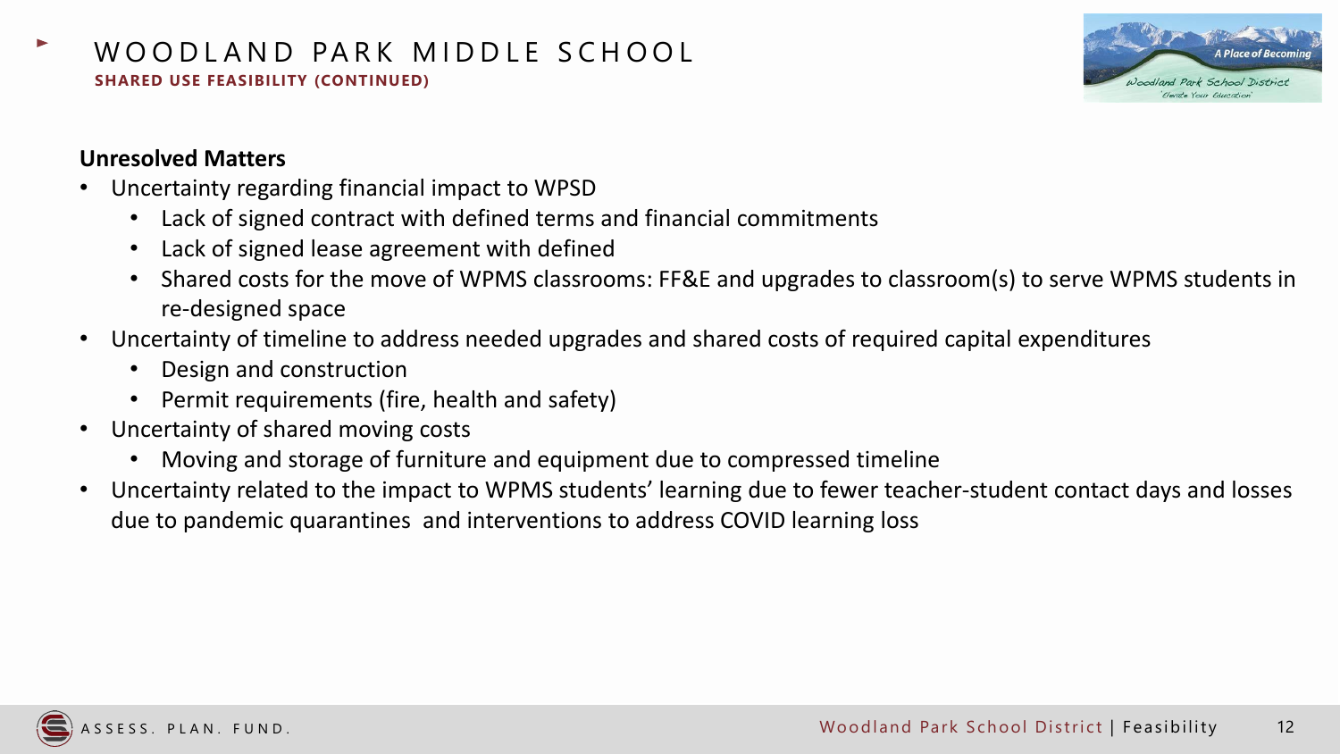# WOODLAND PARK MIDDLE SCHOOL

## SHARED USE FEASIBILITY (CONTINUED)

**Unresolved Matters**

- Uncertainty regarding financial impact to WPSD
  - Lack of signed contract with defined terms and financial commitments
  - Lack of signed lease agreement with defined
  - Shared costs for the move of WPMS classrooms: FF&E and upgrades to classroom(s) to serve WPMS students in re-designed space
- Uncertainty of timeline to address needed upgrades and shared costs of required capital expenditures
  - Design and construction
  - Permit requirements (fire, health and safety)
- Uncertainty of shared moving costs
  - Moving and storage of furniture and equipment due to compressed timeline
- Uncertainty related to the impact to WPMS students' learning due to fewer teacher-student contact days and losses due to pandemic quarantines and interventions to address COVID learning loss